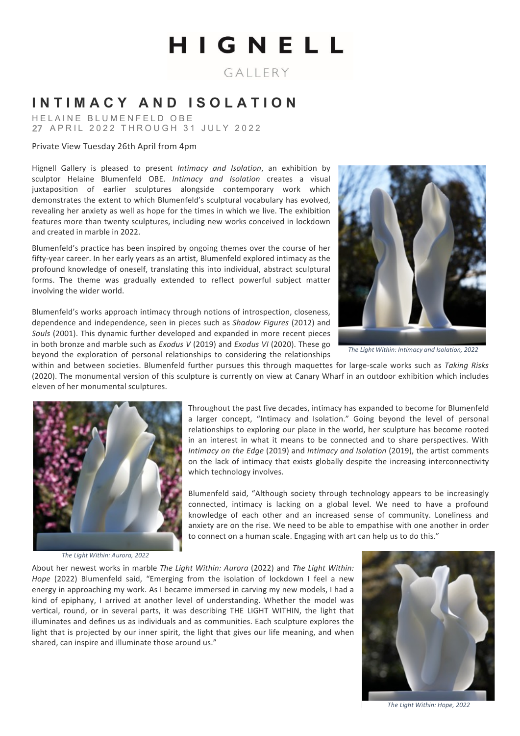# HIGNELL

GALLERY

## INTIMACY AND ISOLATION

HELAINE BLUMENFELD OBE
27 APRIL 2022 THROUGH 31 JULY 2022

Private View Tuesday 26th April from 4pm

Hignell Gallery is pleased to present *Intimacy and Isolation*, an exhibition by sculptor Helaine Blumenfeld OBE. *Intimacy and Isolation* creates a visual juxtaposition of earlier sculptures alongside contemporary work which demonstrates the extent to which Blumenfeld's sculptural vocabulary has evolved, revealing her anxiety as well as hope for the times in which we live. The exhibition features more than twenty sculptures, including new works conceived in lockdown and created in marble in 2022.

Blumenfeld's practice has been inspired by ongoing themes over the course of her fifty-year career. In her early years as an artist, Blumenfeld explored intimacy as the profound knowledge of oneself, translating this into individual, abstract sculptural forms. The theme was gradually extended to reflect powerful subject matter involving the wider world.

Blumenfeld's works approach intimacy through notions of introspection, closeness, dependence and independence, seen in pieces such as *Shadow Figures* (2012) and *Souls* (2001). This dynamic further developed and expanded in more recent pieces in both bronze and marble such as *Exodus V* (2019) and *Exodus VI* (2020). These go beyond the exploration of personal relationships to considering the relationships within and between societies. Blumenfeld further pursues this through maquettes for large-scale works such as *Taking Risks* (2020). The monumental version of this sculpture is currently on view at Canary Wharf in an outdoor exhibition which includes eleven of her monumental sculptures.

*The Light Within: Intimacy and Isolation, 2022*

Throughout the past five decades, intimacy has expanded to become for Blumenfeld a larger concept, "Intimacy and Isolation." Going beyond the level of personal relationships to exploring our place in the world, her sculpture has become rooted in an interest in what it means to be connected and to share perspectives. With *Intimacy on the Edge* (2019) and *Intimacy and Isolation* (2019), the artist comments on the lack of intimacy that exists globally despite the increasing interconnectivity which technology involves.

Blumenfeld said, "Although society through technology appears to be increasingly connected, intimacy is lacking on a global level. We need to have a profound knowledge of each other and an increased sense of community. Loneliness and anxiety are on the rise. We need to be able to empathise with one another in order to connect on a human scale. Engaging with art can help us to do this."

*The Light Within: Aurora, 2022*

About her newest works in marble *The Light Within: Aurora* (2022) and *The Light Within: Hope* (2022) Blumenfeld said, "Emerging from the isolation of lockdown I feel a new energy in approaching my work. As I became immersed in carving my new models, I had a kind of epiphany, I arrived at another level of understanding. Whether the model was vertical, round, or in several parts, it was describing THE LIGHT WITHIN, the light that illuminates and defines us as individuals and as communities. Each sculpture explores the light that is projected by our inner spirit, the light that gives our life meaning, and when shared, can inspire and illuminate those around us."

*The Light Within: Hope, 2022*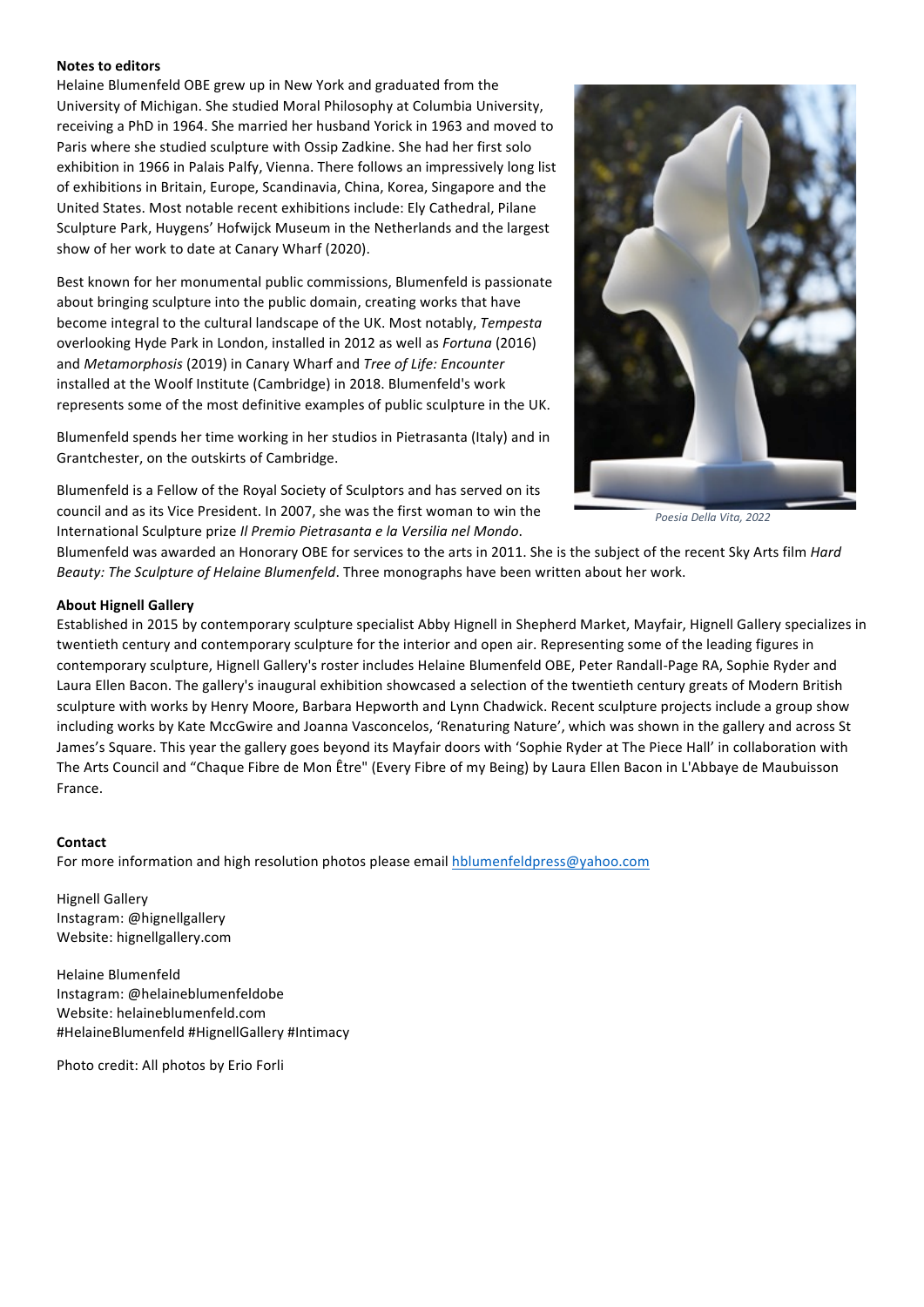**Notes to editors**

Helaine Blumenfeld OBE grew up in New York and graduated from the University of Michigan. She studied Moral Philosophy at Columbia University, receiving a PhD in 1964. She married her husband Yorick in 1963 and moved to Paris where she studied sculpture with Ossip Zadkine. She had her first solo exhibition in 1966 in Palais Palfy, Vienna. There follows an impressively long list of exhibitions in Britain, Europe, Scandinavia, China, Korea, Singapore and the United States. Most notable recent exhibitions include: Ely Cathedral, Pilane Sculpture Park, Huygens' Hofwijck Museum in the Netherlands and the largest show of her work to date at Canary Wharf (2020).

Best known for her monumental public commissions, Blumenfeld is passionate about bringing sculpture into the public domain, creating works that have become integral to the cultural landscape of the UK. Most notably, *Tempesta* overlooking Hyde Park in London, installed in 2012 as well as *Fortuna* (2016) and *Metamorphosis* (2019) in Canary Wharf and *Tree of Life: Encounter* installed at the Woolf Institute (Cambridge) in 2018. Blumenfeld's work represents some of the most definitive examples of public sculpture in the UK.

Blumenfeld spends her time working in her studios in Pietrasanta (Italy) and in Grantchester, on the outskirts of Cambridge.

Blumenfeld is a Fellow of the Royal Society of Sculptors and has served on its council and as its Vice President. In 2007, she was the first woman to win the International Sculpture prize *Il Premio Pietrasanta e la Versilia nel Mondo*. Blumenfeld was awarded an Honorary OBE for services to the arts in 2011. She is the subject of the recent Sky Arts film *Hard Beauty: The Sculpture of Helaine Blumenfeld*. Three monographs have been written about her work.

*Poesia Della Vita, 2022*

**About Hignell Gallery**

Established in 2015 by contemporary sculpture specialist Abby Hignell in Shepherd Market, Mayfair, Hignell Gallery specializes in twentieth century and contemporary sculpture for the interior and open air. Representing some of the leading figures in contemporary sculpture, Hignell Gallery's roster includes Helaine Blumenfeld OBE, Peter Randall-Page RA, Sophie Ryder and Laura Ellen Bacon. The gallery's inaugural exhibition showcased a selection of the twentieth century greats of Modern British sculpture with works by Henry Moore, Barbara Hepworth and Lynn Chadwick. Recent sculpture projects include a group show including works by Kate MccGwire and Joanna Vasconcelos, 'Renaturing Nature', which was shown in the gallery and across St James's Square. This year the gallery goes beyond its Mayfair doors with 'Sophie Ryder at The Piece Hall' in collaboration with The Arts Council and "Chaque Fibre de Mon Être" (Every Fibre of my Being) by Laura Ellen Bacon in L'Abbaye de Maubuisson France.

**Contact**

For more information and high resolution photos please email hblumenfeldpress@yahoo.com

Hignell Gallery
Instagram: @hignellgallery
Website: hignellgallery.com

Helaine Blumenfeld
Instagram: @helaineblumenfeldobe
Website: helaineblumenfeld.com
#HelaineBlumenfeld #HignellGallery #Intimacy

Photo credit: All photos by Erio Forli